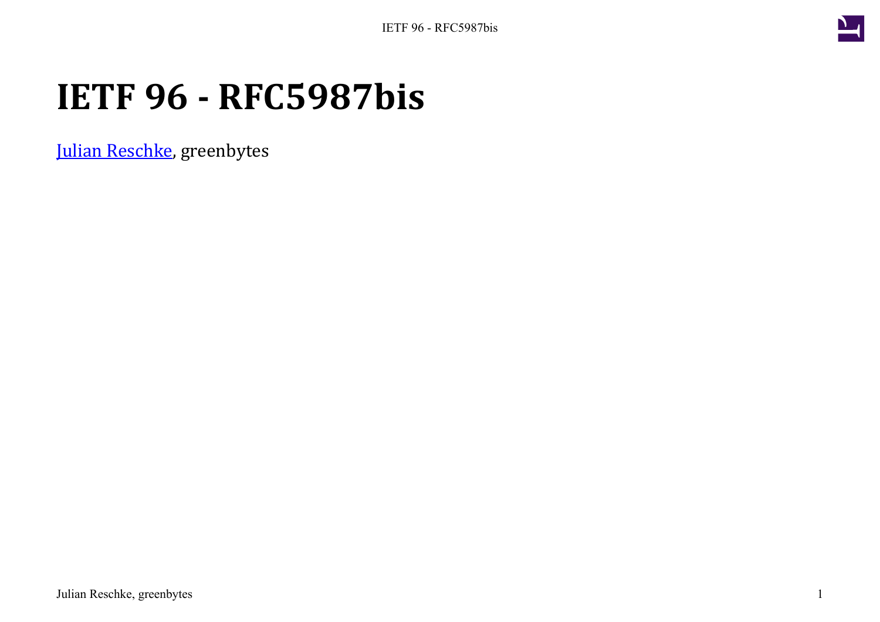# IETF 96 - RFC5987bis

[Julian Reschke](), greenbytes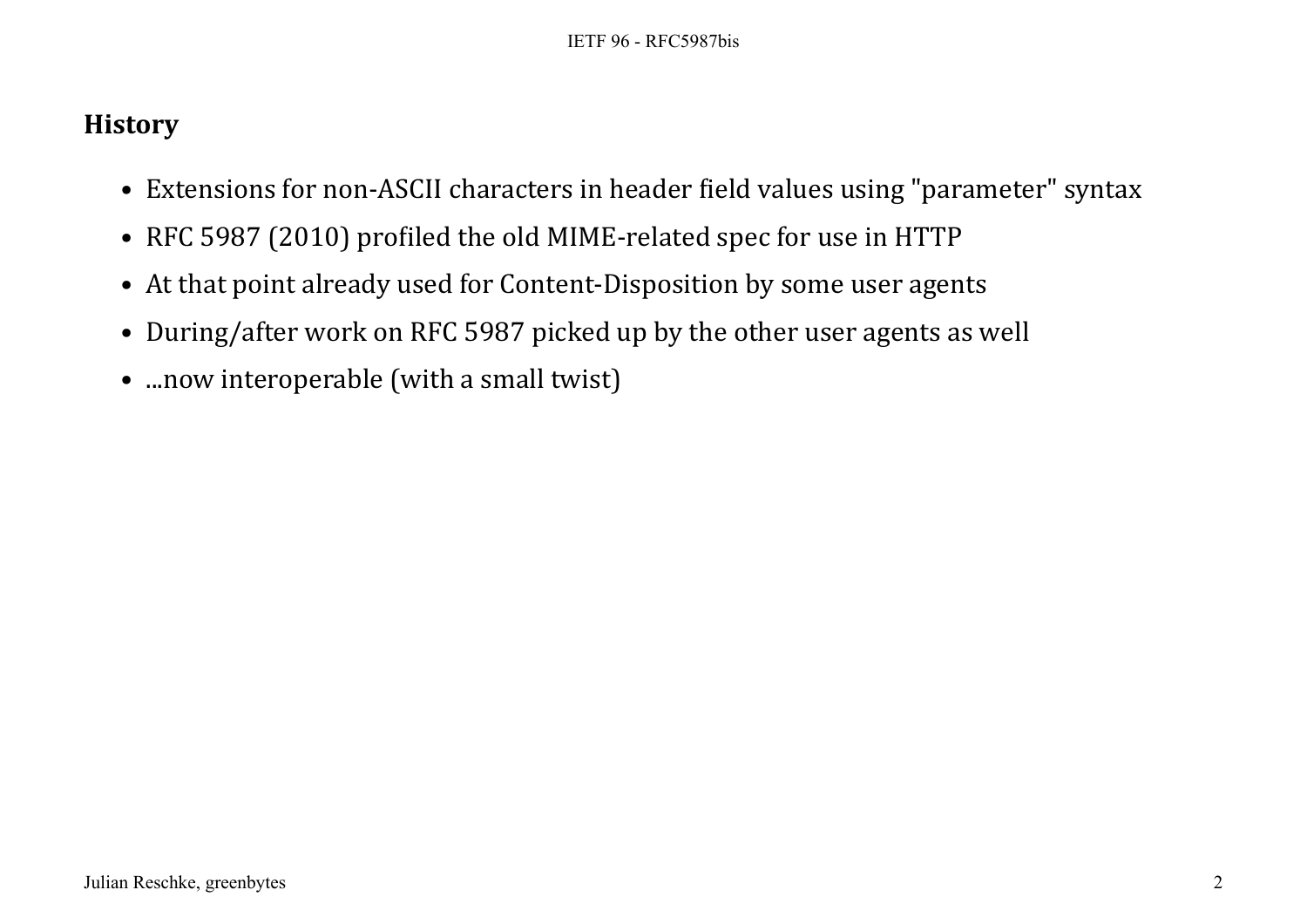## History

- Extensions for non-ASCII characters in header field values using "parameter" syntax
- RFC 5987 (2010) profiled the old MIME-related spec for use in HTTP
- At that point already used for Content-Disposition by some user agents
- During/after work on RFC 5987 picked up by the other user agents as well
- ...now interoperable (with a small twist)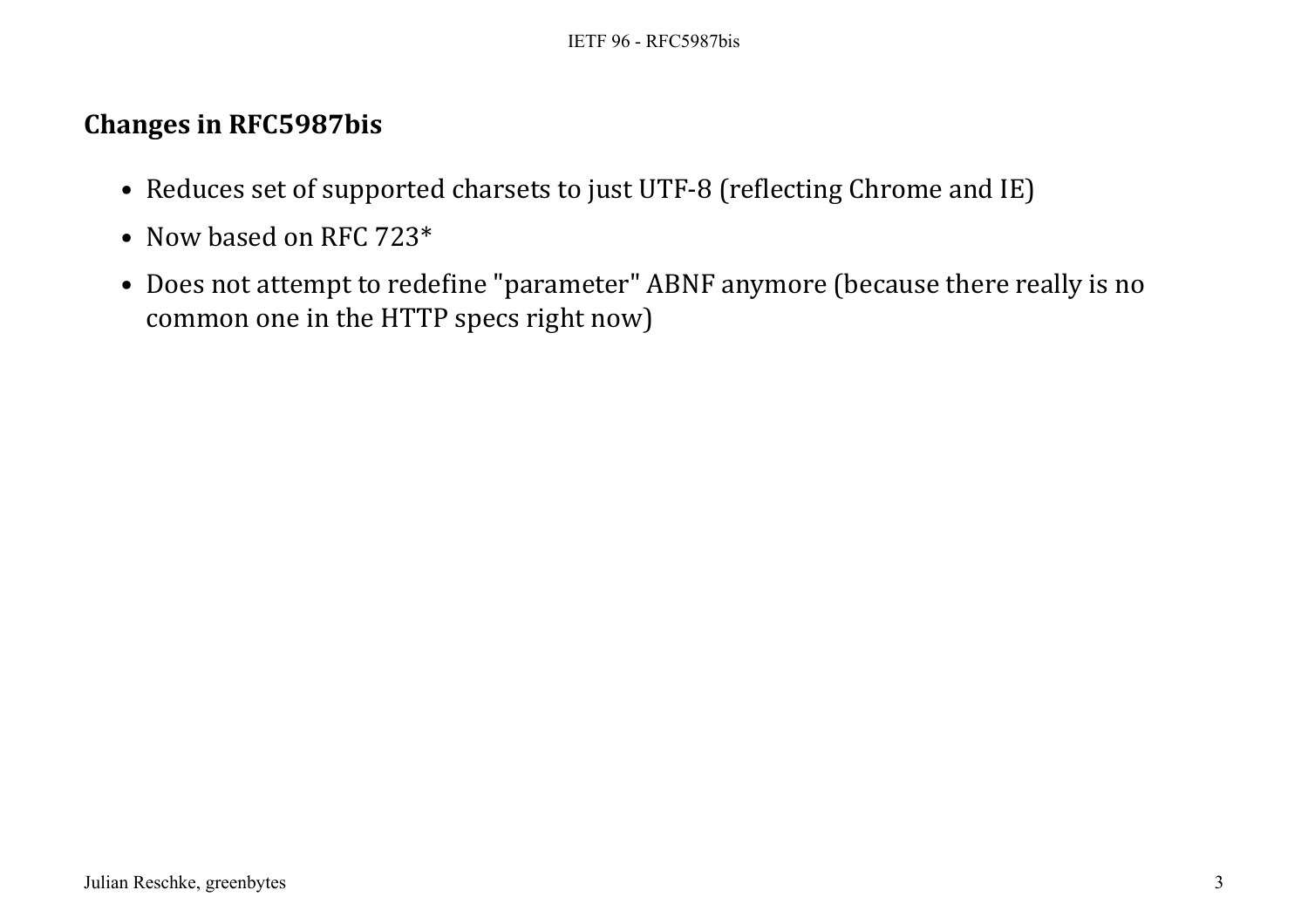## Changes in RFC5987bis

- Reduces set of supported charsets to just UTF-8 (reflecting Chrome and IE)
- Now based on RFC 723*
- Does not attempt to redefine "parameter" ABNF anymore (because there really is no common one in the HTTP specs right now)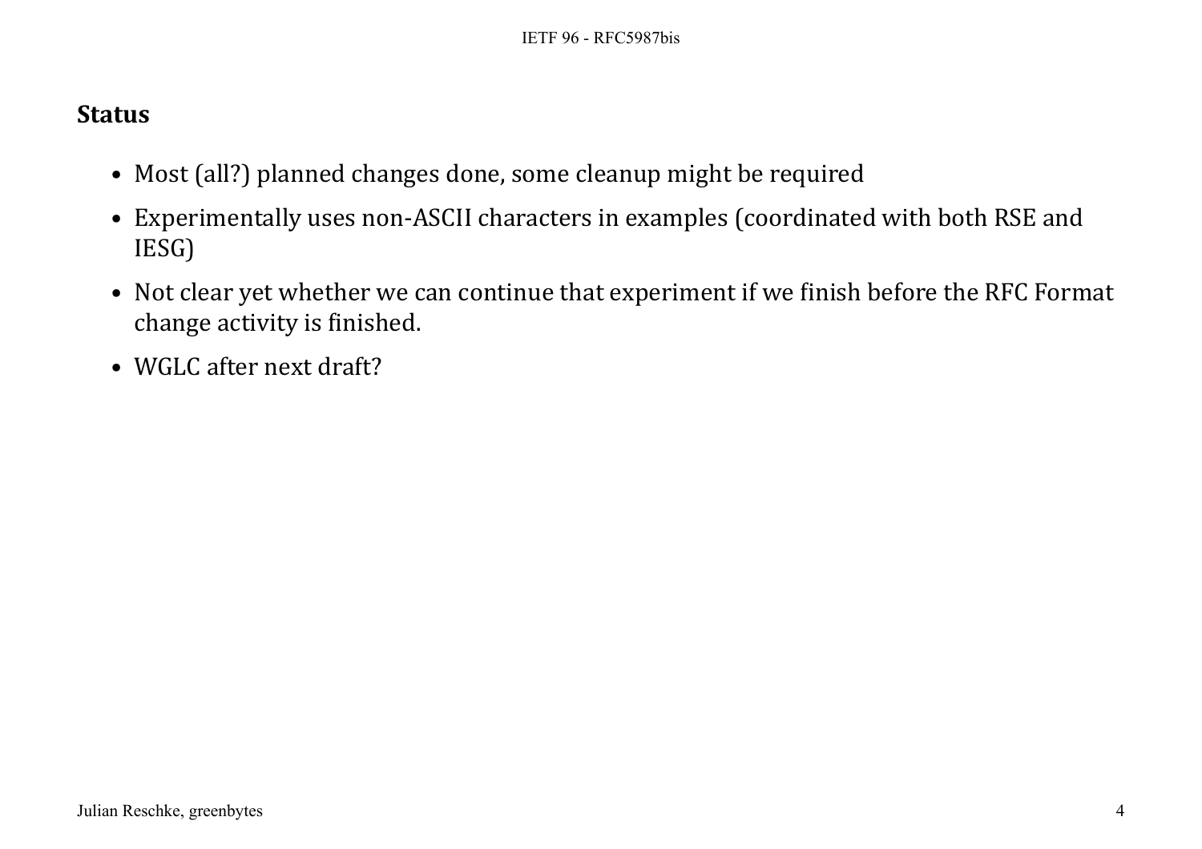## Status

- Most (all?) planned changes done, some cleanup might be required
- Experimentally uses non-ASCII characters in examples (coordinated with both RSE and IESG)
- Not clear yet whether we can continue that experiment if we finish before the RFC Format change activity is finished.
- WGLC after next draft?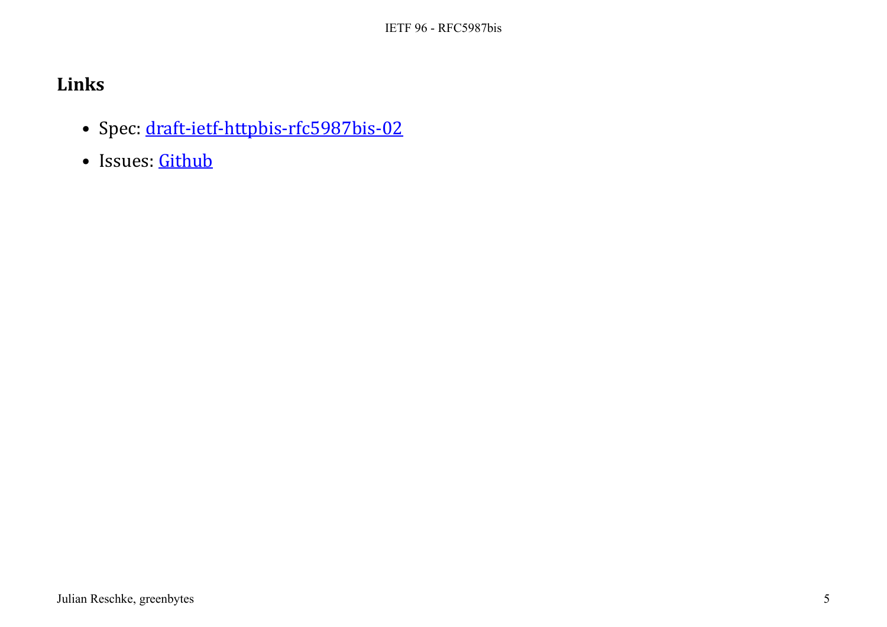## Links

- Spec: draft-ietf-httpbis-rfc5987bis-02
- Issues: Github